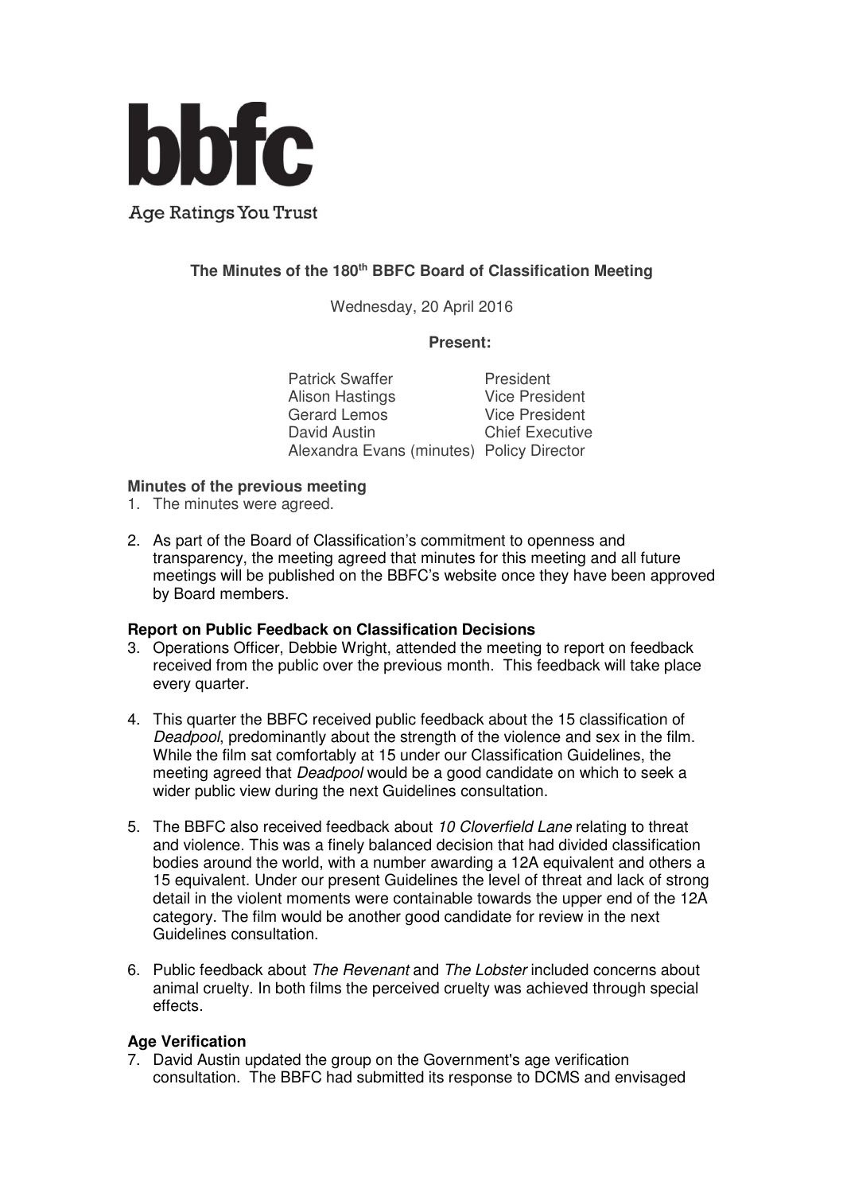bbfc

Age Ratings You Trust

**The Minutes of the 180th BBFC Board of Classification Meeting**

Wednesday, 20 April 2016

**Present:**

| | |
|---|---|
| Patrick Swaffer | President |
| Alison Hastings | Vice President |
| Gerard Lemos | Vice President |
| David Austin | Chief Executive |
| Alexandra Evans (minutes) | Policy Director |

**Minutes of the previous meeting**

1. The minutes were agreed.

2. As part of the Board of Classification's commitment to openness and transparency, the meeting agreed that minutes for this meeting and all future meetings will be published on the BBFC's website once they have been approved by Board members.

**Report on Public Feedback on Classification Decisions**

3. Operations Officer, Debbie Wright, attended the meeting to report on feedback received from the public over the previous month. This feedback will take place every quarter.

4. This quarter the BBFC received public feedback about the 15 classification of *Deadpool*, predominantly about the strength of the violence and sex in the film. While the film sat comfortably at 15 under our Classification Guidelines, the meeting agreed that *Deadpool* would be a good candidate on which to seek a wider public view during the next Guidelines consultation.

5. The BBFC also received feedback about *10 Cloverfield Lane* relating to threat and violence. This was a finely balanced decision that had divided classification bodies around the world, with a number awarding a 12A equivalent and others a 15 equivalent. Under our present Guidelines the level of threat and lack of strong detail in the violent moments were containable towards the upper end of the 12A category. The film would be another good candidate for review in the next Guidelines consultation.

6. Public feedback about *The Revenant* and *The Lobster* included concerns about animal cruelty. In both films the perceived cruelty was achieved through special effects.

**Age Verification**

7. David Austin updated the group on the Government's age verification consultation. The BBFC had submitted its response to DCMS and envisaged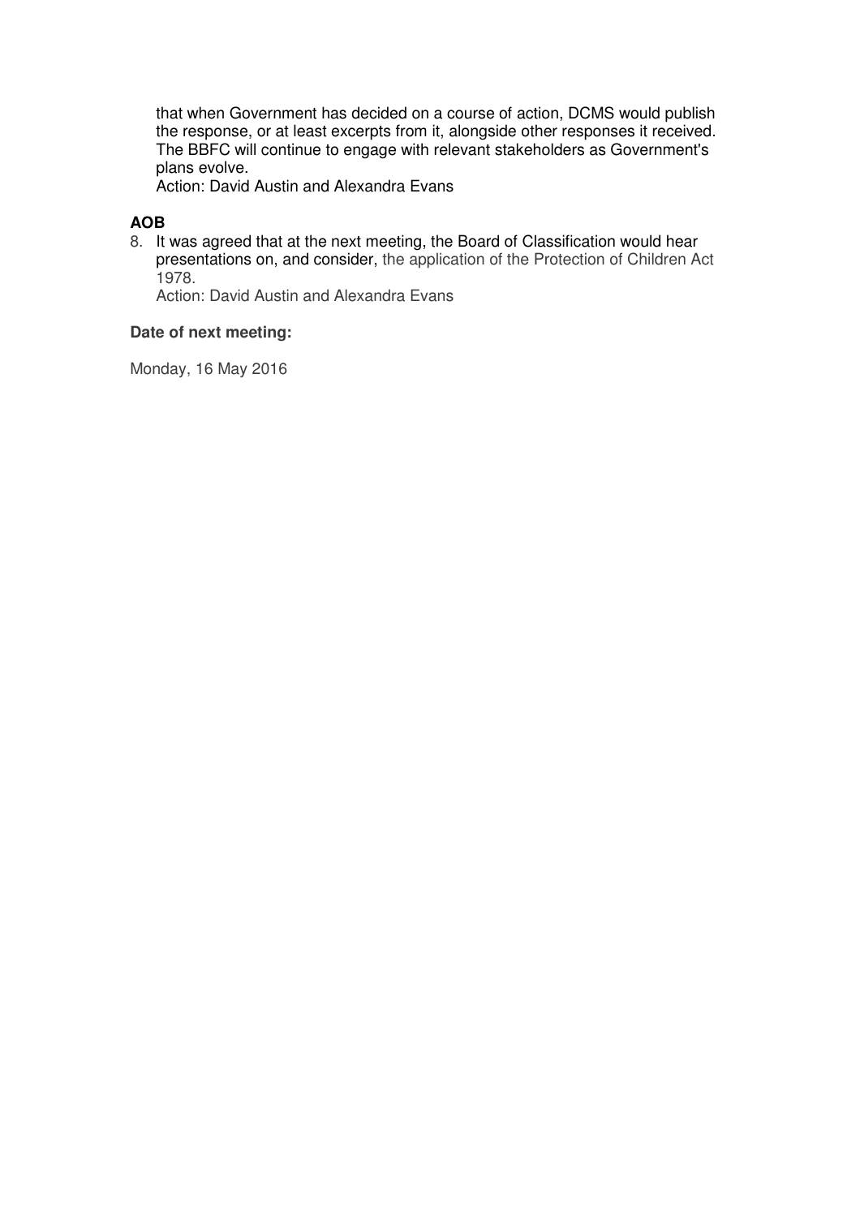that when Government has decided on a course of action, DCMS would publish the response, or at least excerpts from it, alongside other responses it received. The BBFC will continue to engage with relevant stakeholders as Government's plans evolve.
Action: David Austin and Alexandra Evans

**AOB**

8. It was agreed that at the next meeting, the Board of Classification would hear presentations on, and consider, the application of the Protection of Children Act 1978.
Action: David Austin and Alexandra Evans

**Date of next meeting:**

Monday, 16 May 2016